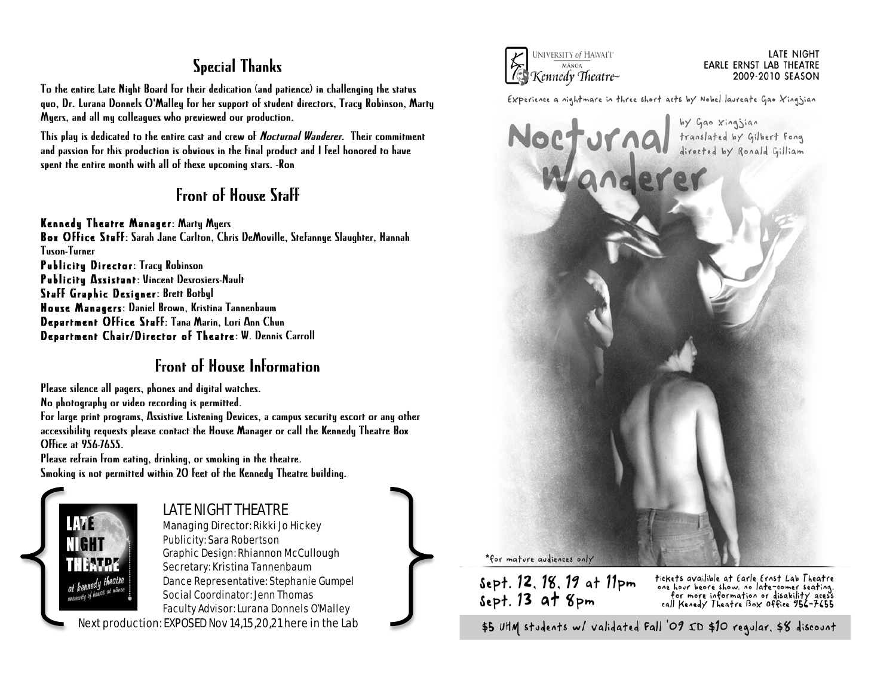## Special Thanks

To the entire Late Night Board for their dedication (and patience) in challenging the status quo, Dr. Lurana Donnels O'Malley for her support of student directors, Tracy Robinson, Marty Myers, and all my colleagues who previewed our production.

This play is dedicated to the entire cast and crew of *Nocturnal Wanderer*. Their commitment and passion for this production is obvious in the final product and I feel honored to have spent the entire month with all of these upcoming stars. -Ron

## Front of House Staff

**Kennedy Theatre Manager**: Marty Myers
**Box Office Staff**: Sarah Jane Carlton, Chris DeMoville, Stefannye Slaughter, Hannah Tuson-Turner
**Publicity Director**: Tracy Robinson
**Publicity Assistant**: Vincent Desrosiers-Nault
**Staff Graphic Designer**: Brett Botbyl
**House Managers**: Daniel Brown, Kristina Tannenbaum
**Department Office Staff**: Tana Marin, Lori Ann Chun
**Department Chair/Director of Theatre**: W. Dennis Carroll

## Front of House Information

Please silence all pagers, phones and digital watches.
No photography or video recording is permitted.
For large print programs, Assistive Listening Devices, a campus security escort or any other accessibility requests please contact the House Manager or call the Kennedy Theatre Box Office at 956-7655.
Please refrain from eating, drinking, or smoking in the theatre.
Smoking is not permitted within 20 feet of the Kennedy Theatre building.

LATE NIGHT THEATRE at kennedy theatre university of hawaii at manoa

### LATE NIGHT THEATRE

Managing Director: Rikki Jo Hickey
Publicity: Sara Robertson
Graphic Design: Rhiannon McCullough
Secretary: Kristina Tannenbaum
Dance Representative: Stephanie Gumpel
Social Coordinator: Jenn Thomas
Faculty Advisor: Lurana Donnels O'Malley

Next production: EXPOSED Nov 14,15,20,21 here in the Lab

University of Hawai'i Mānoa Kennedy Theatre

LATE NIGHT
EARLE ERNST LAB THEATRE
2009-2010 SEASON

Experience a nightmare in three short acts by Nobel laureate Gao Xingjian

# Nocturnal Wanderer

by Gao Xingjian
translated by Gilbert Fong
directed by Ronald Gilliam

*for mature audiences only

Sept. 12, 18, 19 at 11pm
Sept. 13 at 8pm

tickets availible at Earle Ernst Lab Theatre one hour beore show. no late-comer seating. for more information or disability acess call Kenedy Theatre Box Office 956-7655

$5 UHM students w/ validated Fall '09 ID $10 regular, $8 discount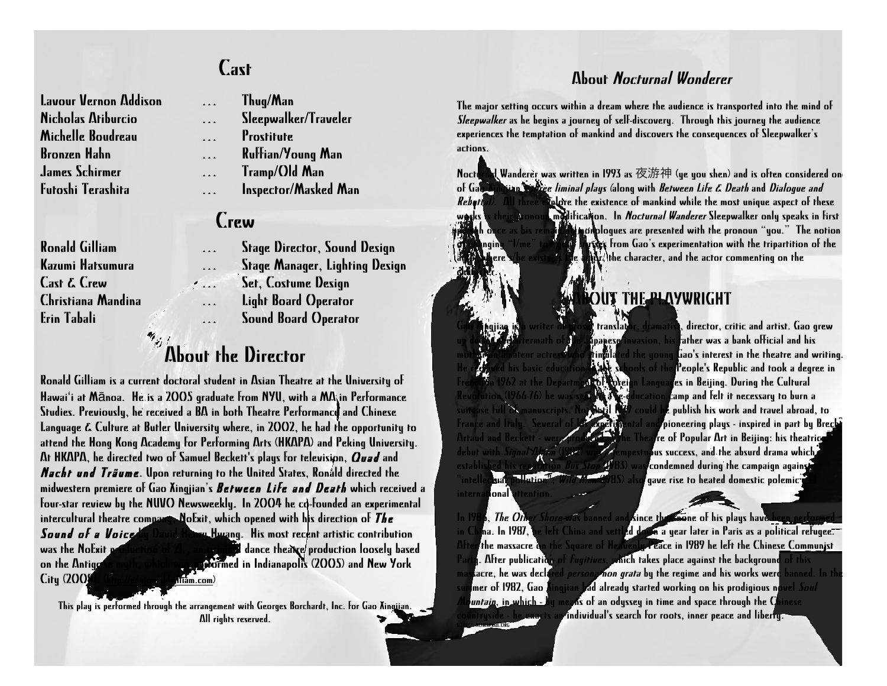## Cast

| | | |
|---|---|---|
| Lavour Vernon Addison | … | Thug/Man |
| Nicholas Atiburcio | … | Sleepwalker/Traveler |
| Michelle Boudreau | … | Prostitute |
| Bronzen Hahn | … | Ruffian/Young Man |
| James Schirmer | … | Tramp/Old Man |
| Futoshi Terashita | … | Inspector/Masked Man |

## Crew

| | | |
|---|---|---|
| Ronald Gilliam | … | Stage Director, Sound Design |
| Kazumi Hatsumura | … | Stage Manager, Lighting Design |
| Cast & Crew | … | Set, Costume Design |
| Christiana Mandina | … | Light Board Operator |
| Erin Tabali | … | Sound Board Operator |

## About the Director

Ronald Gilliam is a current doctoral student in Asian Theatre at the University of Hawai'i at Mānoa. He is a 2005 graduate from NYU, with a MA in Performance Studies. Previously, he received a BA in both Theatre Performance and Chinese Language & Culture at Butler University where, in 2002, he had the opportunity to attend the Hong Kong Academy for Performing Arts (HKAPA) and Peking University. At HKAPA, he directed two of Samuel Beckett's plays for television, ***Quad*** and ***Nacht und Träume***. Upon returning to the United States, Ronald directed the midwestern premiere of Gao Xingjian's ***Between Life and Death*** which received a four-star review by the NUVO Newsweekly. In 2004 he co-founded an experimental intercultural theatre company, NoExit, which opened with his direction of ***The Sound of a Voice*** by David Henry Hwang. His most recent artistic contribution was the NoExit production of *A*., an original dance theatre production loosely based on the Antigone myth, which was performed in Indianapolis (2005) and New York City (2006). (http://...lliam.com)

This play is performed through the arrangement with Georges Borchardt, Inc. for Gao Xingjian. All rights reserved.

## About *Nocturnal Wonderer*

The major setting occurs within a dream where the audience is transported into the mind of *Sleepwalker* as he begins a journey of self-discovery. Through this journey the audience experiences the temptation of mankind and discovers the consequences of Sleepwalker's actions.

Nocturnal Wanderer was written in 1993 as 夜游神 (ye you shen) and is often considered one of Gao Xingjian's *three liminal plays* (along with *Between Life & Death* and *Dialogue and Rebuttal*). All three explore the existence of mankind while the most unique aspect of these works is their pronoun modification. In *Nocturnal Wanderer* Sleepwalker only speaks in first person once as his remaining monologues are presented with the pronoun "you." The notion of changing "I/me" to "you" derives from Gao's experimentation with the tripartition of the actor where s/he exists as the actor, the character, and the actor commenting on the character.

## ABOUT THE PLAYWRIGHT

Gao Xingjian is a writer of prose, translator, dramatist, director, critic and artist. Gao grew up during the aftermath of the Japanese invasion, his father was a bank official and his mother an amateur actress who stimulated the young Gao's interest in the theatre and writing. He obtained his basic education in the schools of the People's Republic and took a degree in French in 1962 at the Department of Foreign Languages in Beijing. During the Cultural Revolution (1966-76) he was sent to a re-education camp and felt it necessary to burn a suitcase full of manuscripts. Not until 1979 could he publish his work and travel abroad, to France and Italy. Several of his experimental and pioneering plays - inspired in part by Brecht, Artaud and Beckett - were produced at the Theatre of Popular Art in Beijing: his theatrical debut with *Signal Alarm* (1982) was a tempestuous success, and the absurd drama which established his reputation *Bus Stop* (1983) was condemned during the campaign against "intellectual pollution". *Wild Man* (1985) also gave rise to heated domestic polemic and international attention.

In 1986, *The Other Shore* was banned and since then none of his plays have been performed in China. In 1987, he left China and settled down a year later in Paris as a political refugee. After the massacre on the Square of Heavenly Peace in 1989 he left the Chinese Communist Party. After publication of *Fugitives*, which takes place against the background of this massacre, he was declared *persona non grata* by the regime and his works were banned. In the summer of 1982, Gao Xingjian had already started working on his prodigious novel *Soul Mountain*, in which - by means of an odyssey in time and space through the Chinese countryside - he enacts an individual's search for roots, inner peace and liberty.